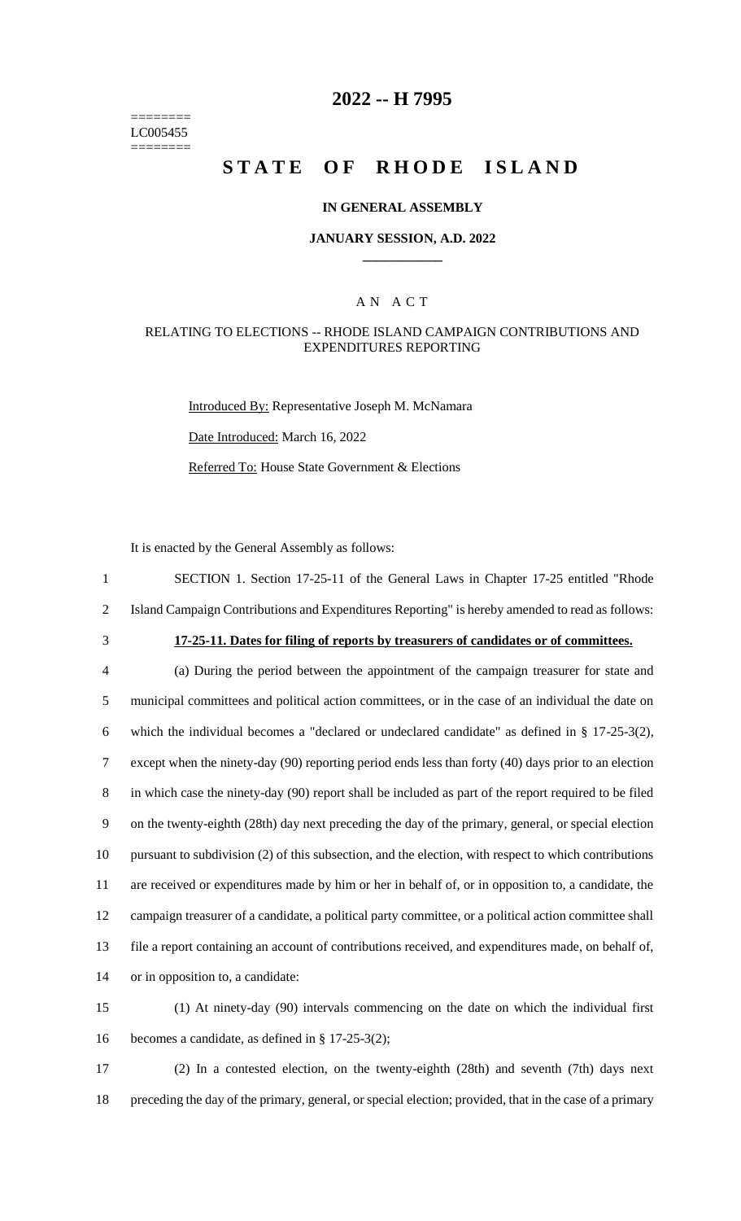======== LC005455 ========

# 2022 -- H 7995

# STATE OF RHODE ISLAND

## IN GENERAL ASSEMBLY

### JANUARY SESSION, A.D. 2022

### A N A C T

RELATING TO ELECTIONS -- RHODE ISLAND CAMPAIGN CONTRIBUTIONS AND EXPENDITURES REPORTING

Introduced By: Representative Joseph M. McNamara

Date Introduced: March 16, 2022

Referred To: House State Government & Elections

It is enacted by the General Assembly as follows:

SECTION 1. Section 17-25-11 of the General Laws in Chapter 17-25 entitled "Rhode Island Campaign Contributions and Expenditures Reporting" is hereby amended to read as follows:

**17-25-11. Dates for filing of reports by treasurers of candidates or of committees.**

(a) During the period between the appointment of the campaign treasurer for state and municipal committees and political action committees, or in the case of an individual the date on which the individual becomes a "declared or undeclared candidate" as defined in § 17-25-3(2), except when the ninety-day (90) reporting period ends less than forty (40) days prior to an election in which case the ninety-day (90) report shall be included as part of the report required to be filed on the twenty-eighth (28th) day next preceding the day of the primary, general, or special election pursuant to subdivision (2) of this subsection, and the election, with respect to which contributions are received or expenditures made by him or her in behalf of, or in opposition to, a candidate, the campaign treasurer of a candidate, a political party committee, or a political action committee shall file a report containing an account of contributions received, and expenditures made, on behalf of, or in opposition to, a candidate:

(1) At ninety-day (90) intervals commencing on the date on which the individual first becomes a candidate, as defined in § 17-25-3(2);

(2) In a contested election, on the twenty-eighth (28th) and seventh (7th) days next preceding the day of the primary, general, or special election; provided, that in the case of a primary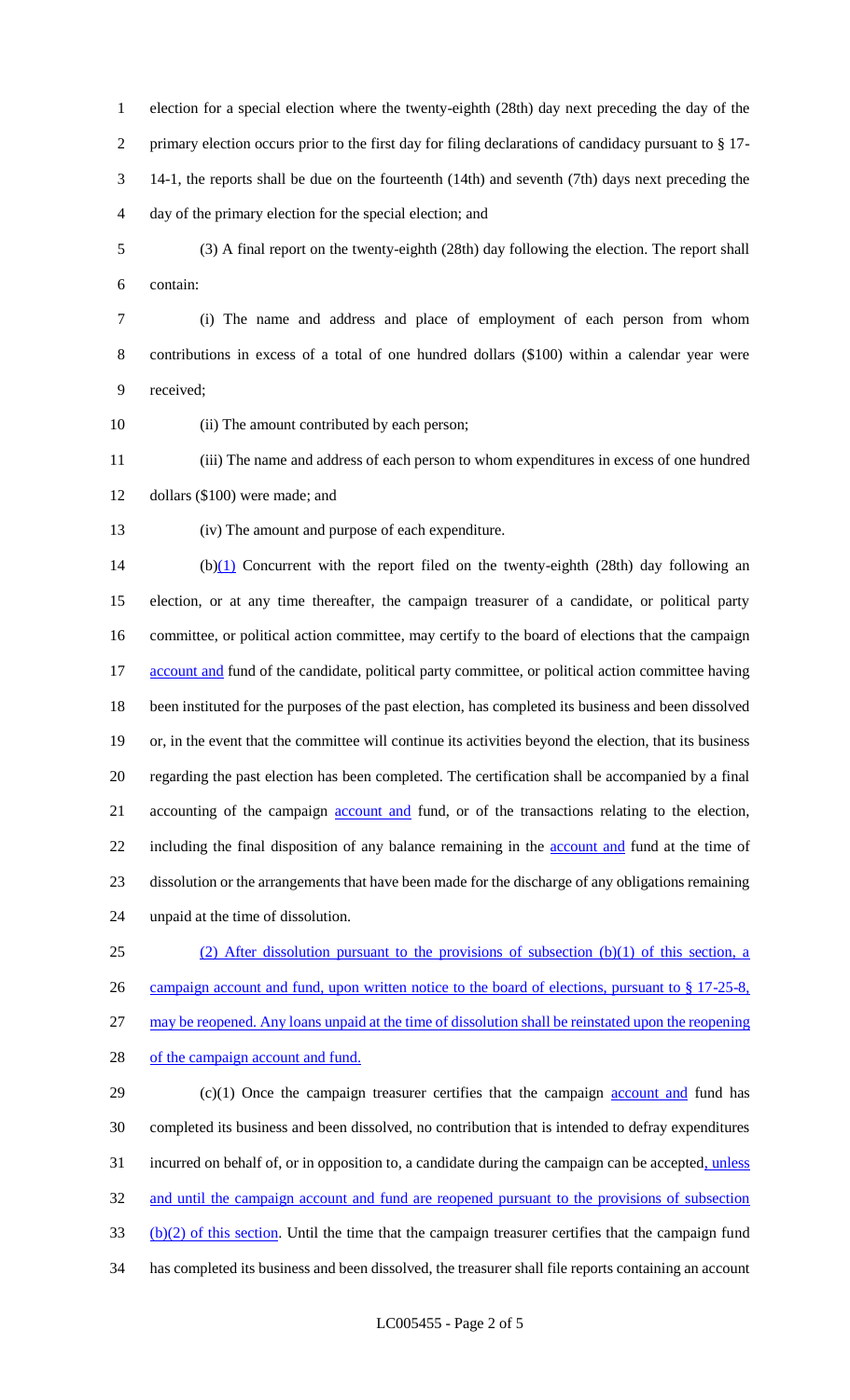election for a special election where the twenty-eighth (28th) day next preceding the day of the primary election occurs prior to the first day for filing declarations of candidacy pursuant to § 17-14-1, the reports shall be due on the fourteenth (14th) and seventh (7th) days next preceding the day of the primary election for the special election; and

(3) A final report on the twenty-eighth (28th) day following the election. The report shall contain:

(i) The name and address and place of employment of each person from whom contributions in excess of a total of one hundred dollars ($100) within a calendar year were received;

(ii) The amount contributed by each person;

(iii) The name and address of each person to whom expenditures in excess of one hundred dollars ($100) were made; and

(iv) The amount and purpose of each expenditure.

(b)(1) Concurrent with the report filed on the twenty-eighth (28th) day following an election, or at any time thereafter, the campaign treasurer of a candidate, or political party committee, or political action committee, may certify to the board of elections that the campaign account and fund of the candidate, political party committee, or political action committee having been instituted for the purposes of the past election, has completed its business and been dissolved or, in the event that the committee will continue its activities beyond the election, that its business regarding the past election has been completed. The certification shall be accompanied by a final accounting of the campaign account and fund, or of the transactions relating to the election, including the final disposition of any balance remaining in the account and fund at the time of dissolution or the arrangements that have been made for the discharge of any obligations remaining unpaid at the time of dissolution.

(2) After dissolution pursuant to the provisions of subsection (b)(1) of this section, a campaign account and fund, upon written notice to the board of elections, pursuant to § 17-25-8, may be reopened. Any loans unpaid at the time of dissolution shall be reinstated upon the reopening of the campaign account and fund.

(c)(1) Once the campaign treasurer certifies that the campaign account and fund has completed its business and been dissolved, no contribution that is intended to defray expenditures incurred on behalf of, or in opposition to, a candidate during the campaign can be accepted, unless and until the campaign account and fund are reopened pursuant to the provisions of subsection (b)(2) of this section. Until the time that the campaign treasurer certifies that the campaign fund has completed its business and been dissolved, the treasurer shall file reports containing an account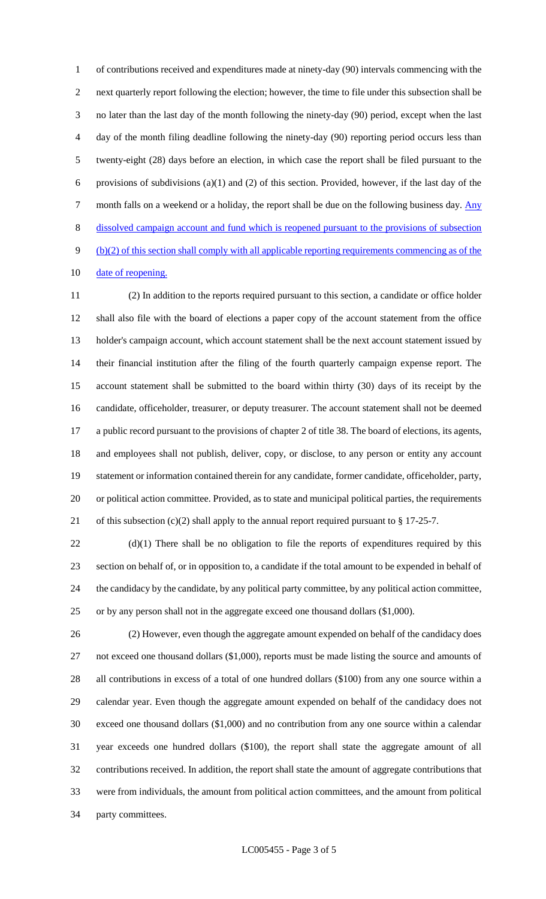of contributions received and expenditures made at ninety-day (90) intervals commencing with the next quarterly report following the election; however, the time to file under this subsection shall be no later than the last day of the month following the ninety-day (90) period, except when the last day of the month filing deadline following the ninety-day (90) reporting period occurs less than twenty-eight (28) days before an election, in which case the report shall be filed pursuant to the provisions of subdivisions (a)(1) and (2) of this section. Provided, however, if the last day of the month falls on a weekend or a holiday, the report shall be due on the following business day. Any dissolved campaign account and fund which is reopened pursuant to the provisions of subsection (b)(2) of this section shall comply with all applicable reporting requirements commencing as of the date of reopening.

(2) In addition to the reports required pursuant to this section, a candidate or office holder shall also file with the board of elections a paper copy of the account statement from the office holder's campaign account, which account statement shall be the next account statement issued by their financial institution after the filing of the fourth quarterly campaign expense report. The account statement shall be submitted to the board within thirty (30) days of its receipt by the candidate, officeholder, treasurer, or deputy treasurer. The account statement shall not be deemed a public record pursuant to the provisions of chapter 2 of title 38. The board of elections, its agents, and employees shall not publish, deliver, copy, or disclose, to any person or entity any account statement or information contained therein for any candidate, former candidate, officeholder, party, or political action committee. Provided, as to state and municipal political parties, the requirements of this subsection (c)(2) shall apply to the annual report required pursuant to § 17-25-7.

(d)(1) There shall be no obligation to file the reports of expenditures required by this section on behalf of, or in opposition to, a candidate if the total amount to be expended in behalf of the candidacy by the candidate, by any political party committee, by any political action committee, or by any person shall not in the aggregate exceed one thousand dollars ($1,000).

(2) However, even though the aggregate amount expended on behalf of the candidacy does not exceed one thousand dollars ($1,000), reports must be made listing the source and amounts of all contributions in excess of a total of one hundred dollars ($100) from any one source within a calendar year. Even though the aggregate amount expended on behalf of the candidacy does not exceed one thousand dollars ($1,000) and no contribution from any one source within a calendar year exceeds one hundred dollars ($100), the report shall state the aggregate amount of all contributions received. In addition, the report shall state the amount of aggregate contributions that were from individuals, the amount from political action committees, and the amount from political party committees.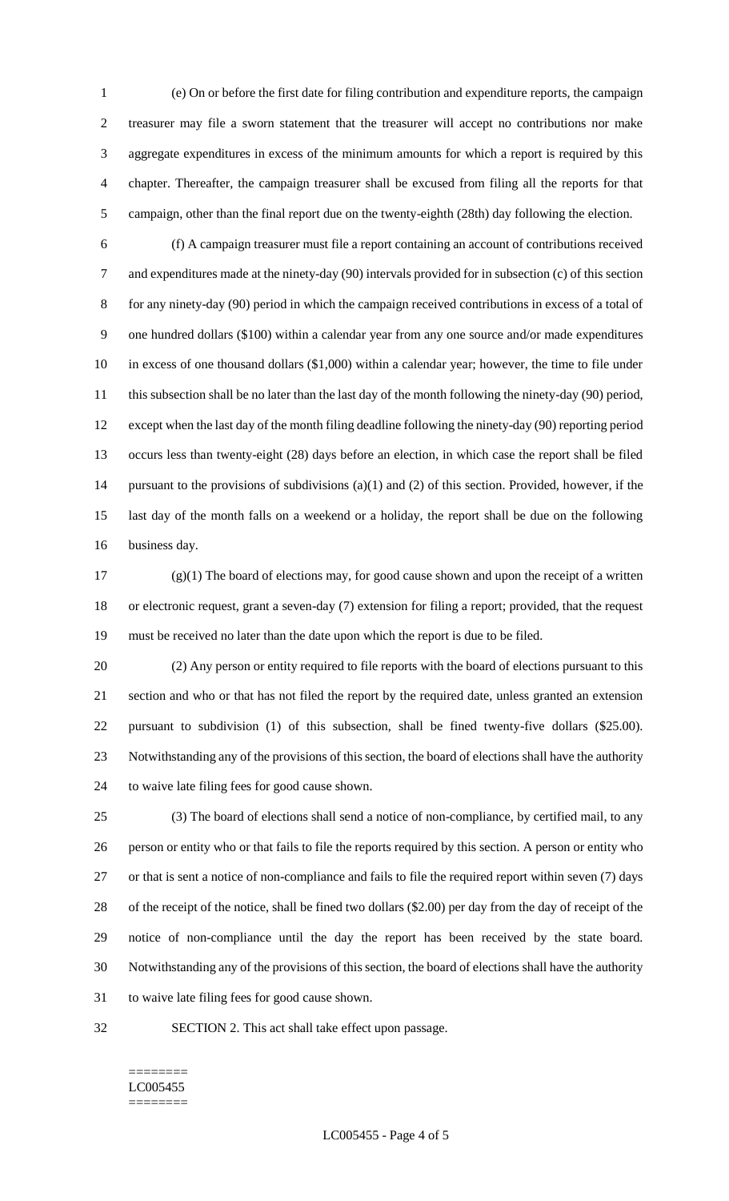(e) On or before the first date for filing contribution and expenditure reports, the campaign treasurer may file a sworn statement that the treasurer will accept no contributions nor make aggregate expenditures in excess of the minimum amounts for which a report is required by this chapter. Thereafter, the campaign treasurer shall be excused from filing all the reports for that campaign, other than the final report due on the twenty-eighth (28th) day following the election.

(f) A campaign treasurer must file a report containing an account of contributions received and expenditures made at the ninety-day (90) intervals provided for in subsection (c) of this section for any ninety-day (90) period in which the campaign received contributions in excess of a total of one hundred dollars ($100) within a calendar year from any one source and/or made expenditures in excess of one thousand dollars ($1,000) within a calendar year; however, the time to file under this subsection shall be no later than the last day of the month following the ninety-day (90) period, except when the last day of the month filing deadline following the ninety-day (90) reporting period occurs less than twenty-eight (28) days before an election, in which case the report shall be filed pursuant to the provisions of subdivisions (a)(1) and (2) of this section. Provided, however, if the last day of the month falls on a weekend or a holiday, the report shall be due on the following business day.

(g)(1) The board of elections may, for good cause shown and upon the receipt of a written or electronic request, grant a seven-day (7) extension for filing a report; provided, that the request must be received no later than the date upon which the report is due to be filed.

(2) Any person or entity required to file reports with the board of elections pursuant to this section and who or that has not filed the report by the required date, unless granted an extension pursuant to subdivision (1) of this subsection, shall be fined twenty-five dollars ($25.00). Notwithstanding any of the provisions of this section, the board of elections shall have the authority to waive late filing fees for good cause shown.

(3) The board of elections shall send a notice of non-compliance, by certified mail, to any person or entity who or that fails to file the reports required by this section. A person or entity who or that is sent a notice of non-compliance and fails to file the required report within seven (7) days of the receipt of the notice, shall be fined two dollars ($2.00) per day from the day of receipt of the notice of non-compliance until the day the report has been received by the state board. Notwithstanding any of the provisions of this section, the board of elections shall have the authority to waive late filing fees for good cause shown.

SECTION 2. This act shall take effect upon passage.

========
LC005455
========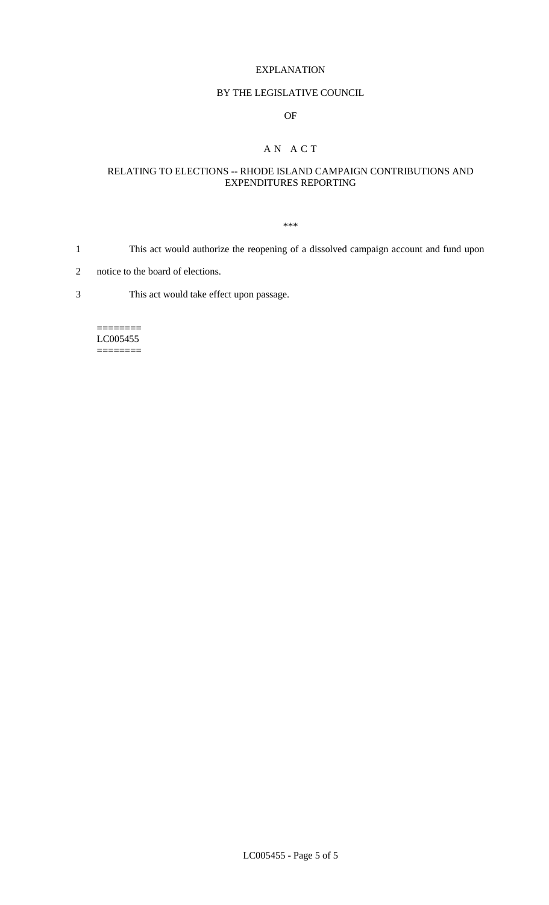EXPLANATION

BY THE LEGISLATIVE COUNCIL

OF

A N A C T

RELATING TO ELECTIONS -- RHODE ISLAND CAMPAIGN CONTRIBUTIONS AND EXPENDITURES REPORTING

\*\*\*

1 This act would authorize the reopening of a dissolved campaign account and fund upon
2 notice to the board of elections.
3 This act would take effect upon passage.

========
LC005455
========